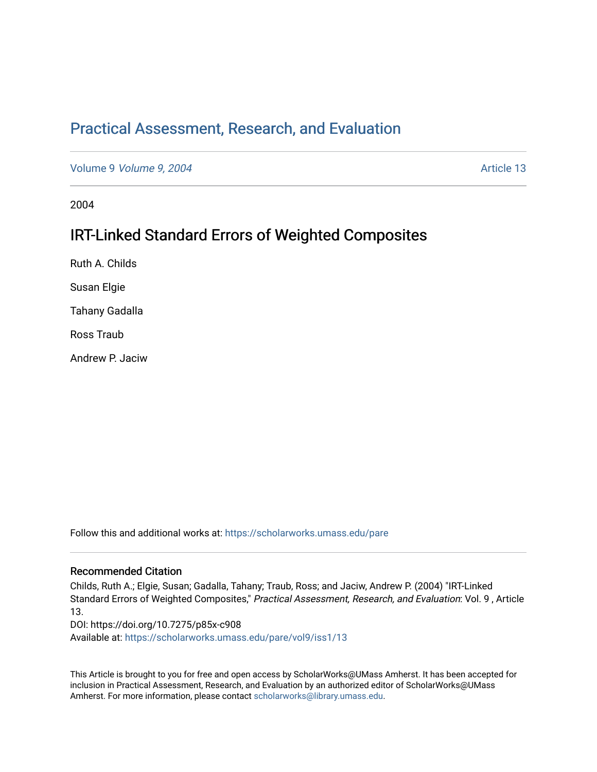# Practical Assessment, Research, and Evaluation

Volume 9 *Volume 9, 2004* Article 13

2004

## IRT-Linked Standard Errors of Weighted Composites

Ruth A. Childs

Susan Elgie

Tahany Gadalla

Ross Traub

Andrew P. Jaciw

Follow this and additional works at: https://scholarworks.umass.edu/pare

### Recommended Citation

Childs, Ruth A.; Elgie, Susan; Gadalla, Tahany; Traub, Ross; and Jaciw, Andrew P. (2004) "IRT-Linked Standard Errors of Weighted Composites," *Practical Assessment, Research, and Evaluation*: Vol. 9 , Article 13.

DOI: https://doi.org/10.7275/p85x-c908

Available at: https://scholarworks.umass.edu/pare/vol9/iss1/13

This Article is brought to you for free and open access by ScholarWorks@UMass Amherst. It has been accepted for inclusion in Practical Assessment, Research, and Evaluation by an authorized editor of ScholarWorks@UMass Amherst. For more information, please contact scholarworks@library.umass.edu.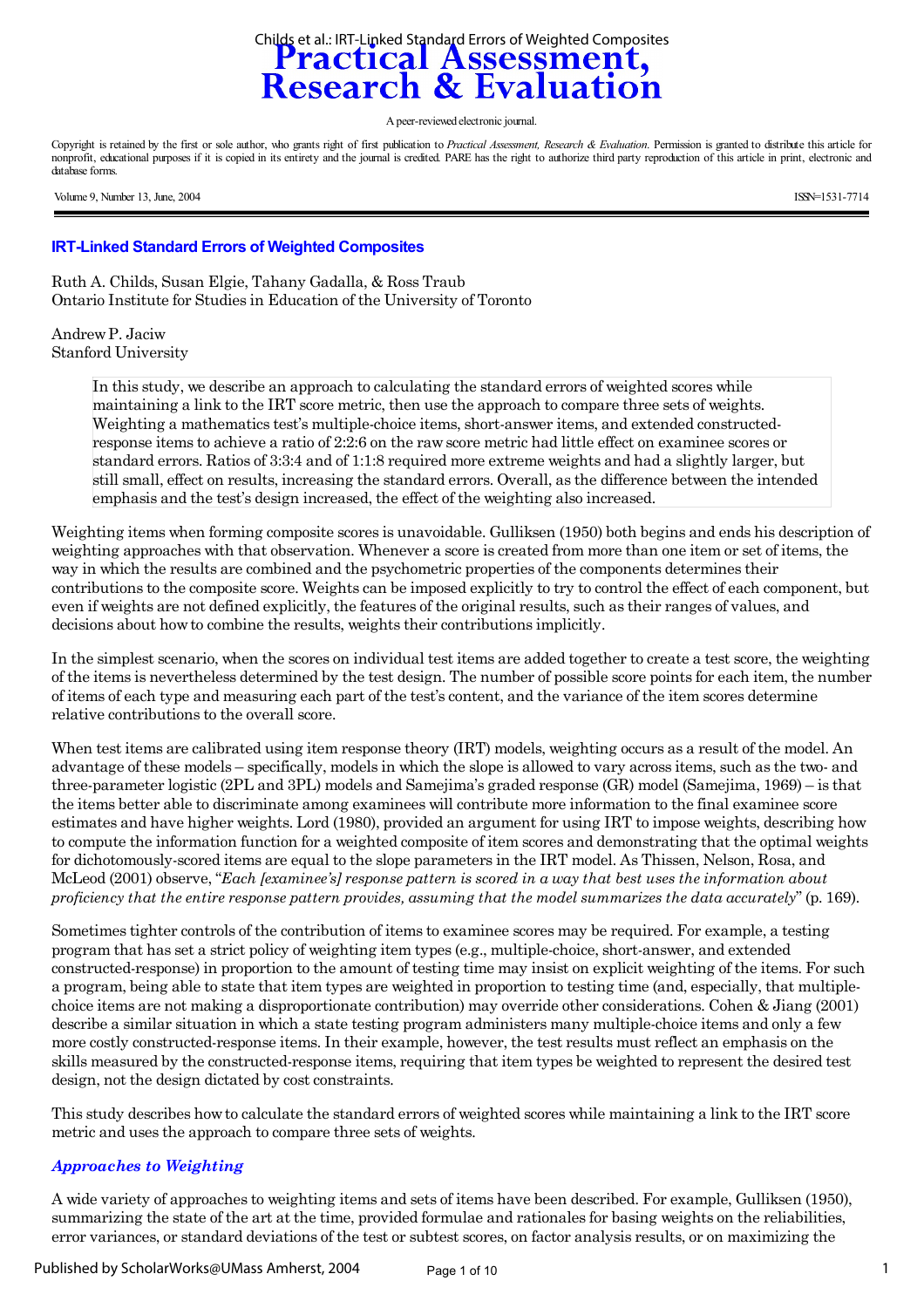# Practical Assessment, Research & Evaluation

A peer-reviewed electronic journal.

Copyright is retained by the first or sole author, who grants right of first publication to *Practical Assessment, Research & Evaluation*. Permission is granted to distribute this article for nonprofit, educational purposes if it is copied in its entirety and the journal is credited. PARE has the right to authorize third party reproduction of this article in print, electronic and database forms.

Volume 9, Number 13, June, 2004

ISSN=1531-7714

## IRT-Linked Standard Errors of Weighted Composites

Ruth A. Childs, Susan Elgie, Tahany Gadalla, & Ross Traub
Ontario Institute for Studies in Education of the University of Toronto

Andrew P. Jaciw
Stanford University

> In this study, we describe an approach to calculating the standard errors of weighted scores while maintaining a link to the IRT score metric, then use the approach to compare three sets of weights. Weighting a mathematics test's multiple-choice items, short-answer items, and extended constructed-response items to achieve a ratio of 2:2:6 on the raw score metric had little effect on examinee scores or standard errors. Ratios of 3:3:4 and of 1:1:8 required more extreme weights and had a slightly larger, but still small, effect on results, increasing the standard errors. Overall, as the difference between the intended emphasis and the test's design increased, the effect of the weighting also increased.

Weighting items when forming composite scores is unavoidable. Gulliksen (1950) both begins and ends his description of weighting approaches with that observation. Whenever a score is created from more than one item or set of items, the way in which the results are combined and the psychometric properties of the components determines their contributions to the composite score. Weights can be imposed explicitly to try to control the effect of each component, but even if weights are not defined explicitly, the features of the original results, such as their ranges of values, and decisions about how to combine the results, weights their contributions implicitly.

In the simplest scenario, when the scores on individual test items are added together to create a test score, the weighting of the items is nevertheless determined by the test design. The number of possible score points for each item, the number of items of each type and measuring each part of the test's content, and the variance of the item scores determine relative contributions to the overall score.

When test items are calibrated using item response theory (IRT) models, weighting occurs as a result of the model. An advantage of these models – specifically, models in which the slope is allowed to vary across items, such as the two- and three-parameter logistic (2PL and 3PL) models and Samejima's graded response (GR) model (Samejima, 1969) – is that the items better able to discriminate among examinees will contribute more information to the final examinee score estimates and have higher weights. Lord (1980), provided an argument for using IRT to impose weights, describing how to compute the information function for a weighted composite of item scores and demonstrating that the optimal weights for dichotomously-scored items are equal to the slope parameters in the IRT model. As Thissen, Nelson, Rosa, and McLeod (2001) observe, "*Each [examinee's] response pattern is scored in a way that best uses the information about proficiency that the entire response pattern provides, assuming that the model summarizes the data accurately*" (p. 169).

Sometimes tighter controls of the contribution of items to examinee scores may be required. For example, a testing program that has set a strict policy of weighting item types (e.g., multiple-choice, short-answer, and extended constructed-response) in proportion to the amount of testing time may insist on explicit weighting of the items. For such a program, being able to state that item types are weighted in proportion to testing time (and, especially, that multiple-choice items are not making a disproportionate contribution) may override other considerations. Cohen & Jiang (2001) describe a similar situation in which a state testing program administers many multiple-choice items and only a few more costly constructed-response items. In their example, however, the test results must reflect an emphasis on the skills measured by the constructed-response items, requiring that item types be weighted to represent the desired test design, not the design dictated by cost constraints.

This study describes how to calculate the standard errors of weighted scores while maintaining a link to the IRT score metric and uses the approach to compare three sets of weights.

### *Approaches to Weighting*

A wide variety of approaches to weighting items and sets of items have been described. For example, Gulliksen (1950), summarizing the state of the art at the time, provided formulae and rationales for basing weights on the reliabilities, error variances, or standard deviations of the test or subtest scores, on factor analysis results, or on maximizing the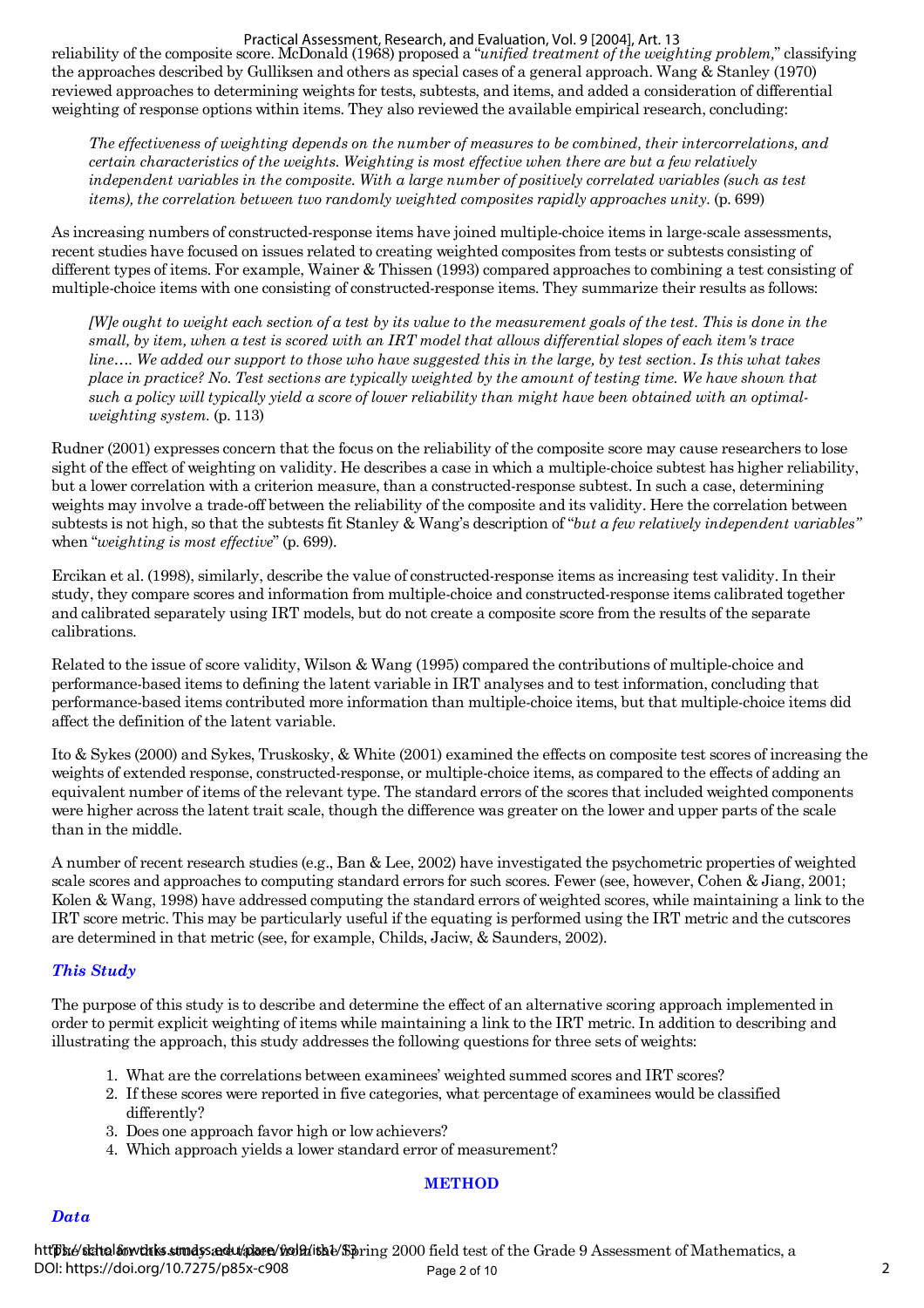reliability of the composite score. McDonald (1968) proposed a "*unified treatment of the weighting problem,*" classifying the approaches described by Gulliksen and others as special cases of a general approach. Wang & Stanley (1970) reviewed approaches to determining weights for tests, subtests, and items, and added a consideration of differential weighting of response options within items. They also reviewed the available empirical research, concluding:

> *The effectiveness of weighting depends on the number of measures to be combined, their intercorrelations, and certain characteristics of the weights. Weighting is most effective when there are but a few relatively independent variables in the composite. With a large number of positively correlated variables (such as test items), the correlation between two randomly weighted composites rapidly approaches unity.* (p. 699)

As increasing numbers of constructed-response items have joined multiple-choice items in large-scale assessments, recent studies have focused on issues related to creating weighted composites from tests or subtests consisting of different types of items. For example, Wainer & Thissen (1993) compared approaches to combining a test consisting of multiple-choice items with one consisting of constructed-response items. They summarize their results as follows:

> *[W]e ought to weight each section of a test by its value to the measurement goals of the test. This is done in the small, by item, when a test is scored with an IRT model that allows differential slopes of each item's trace line…. We added our support to those who have suggested this in the large, by test section. Is this what takes place in practice? No. Test sections are typically weighted by the amount of testing time. We have shown that such a policy will typically yield a score of lower reliability than might have been obtained with an optimal-weighting system.* (p. 113)

Rudner (2001) expresses concern that the focus on the reliability of the composite score may cause researchers to lose sight of the effect of weighting on validity. He describes a case in which a multiple-choice subtest has higher reliability, but a lower correlation with a criterion measure, than a constructed-response subtest. In such a case, determining weights may involve a trade-off between the reliability of the composite and its validity. Here the correlation between subtests is not high, so that the subtests fit Stanley & Wang's description of "*but a few relatively independent variables"* when "*weighting is most effective*" (p. 699).

Ercikan et al. (1998), similarly, describe the value of constructed-response items as increasing test validity. In their study, they compare scores and information from multiple-choice and constructed-response items calibrated together and calibrated separately using IRT models, but do not create a composite score from the results of the separate calibrations.

Related to the issue of score validity, Wilson & Wang (1995) compared the contributions of multiple-choice and performance-based items to defining the latent variable in IRT analyses and to test information, concluding that performance-based items contributed more information than multiple-choice items, but that multiple-choice items did affect the definition of the latent variable.

Ito & Sykes (2000) and Sykes, Truskosky, & White (2001) examined the effects on composite test scores of increasing the weights of extended response, constructed-response, or multiple-choice items, as compared to the effects of adding an equivalent number of items of the relevant type. The standard errors of the scores that included weighted components were higher across the latent trait scale, though the difference was greater on the lower and upper parts of the scale than in the middle.

A number of recent research studies (e.g., Ban & Lee, 2002) have investigated the psychometric properties of weighted scale scores and approaches to computing standard errors for such scores. Fewer (see, however, Cohen & Jiang, 2001; Kolen & Wang, 1998) have addressed computing the standard errors of weighted scores, while maintaining a link to the IRT score metric. This may be particularly useful if the equating is performed using the IRT metric and the cutscores are determined in that metric (see, for example, Childs, Jaciw, & Saunders, 2002).

### *This Study*

The purpose of this study is to describe and determine the effect of an alternative scoring approach implemented in order to permit explicit weighting of items while maintaining a link to the IRT metric. In addition to describing and illustrating the approach, this study addresses the following questions for three sets of weights:

1. What are the correlations between examinees' weighted summed scores and IRT scores?
2. If these scores were reported in five categories, what percentage of examinees would be classified differently?
3. Does one approach favor high or low achievers?
4. Which approach yields a lower standard error of measurement?

## METHOD

### *Data*

The data for this study are from the Spring 2000 field test of the Grade 9 Assessment of Mathematics, a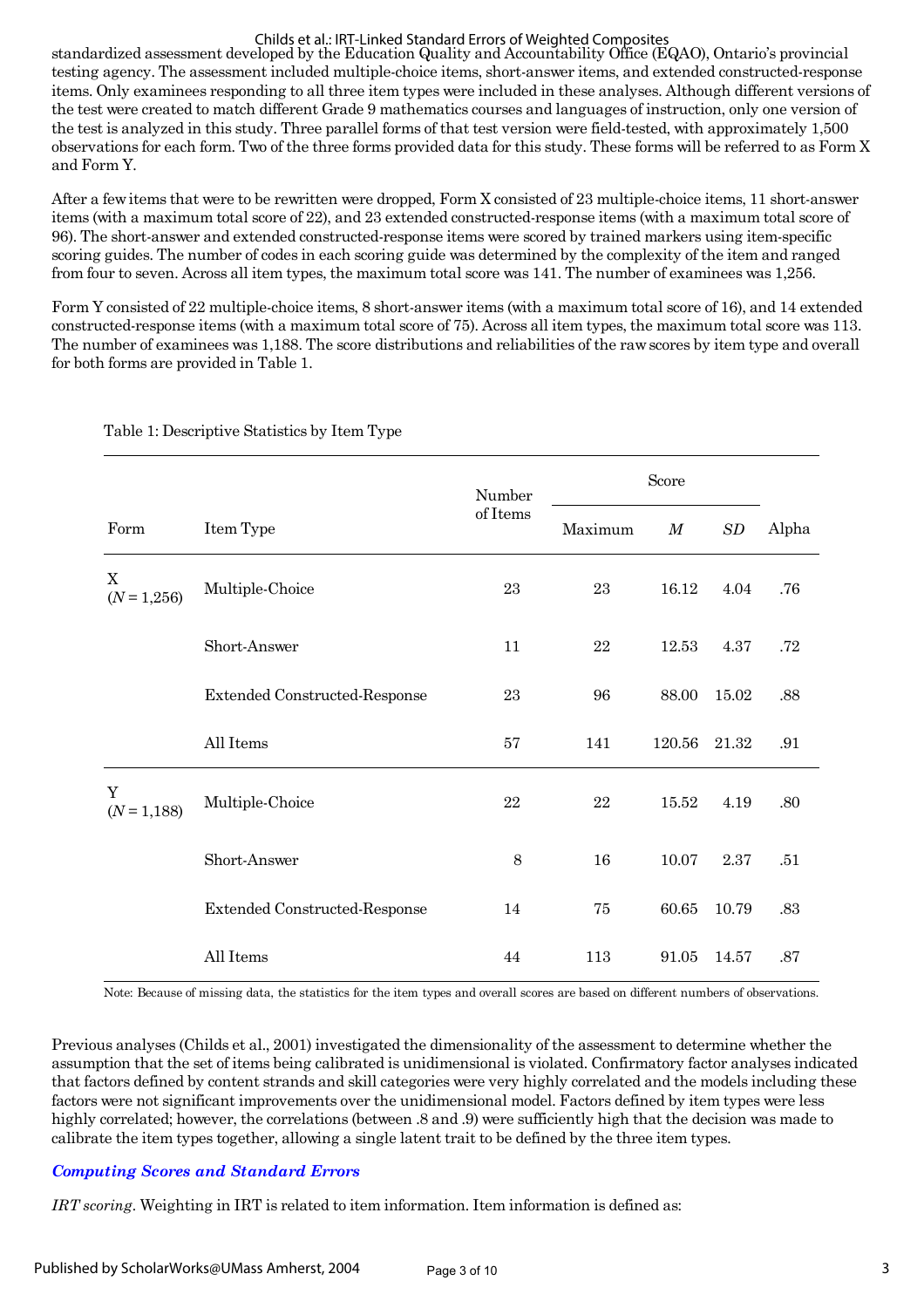standardized assessment developed by the Education Quality and Accountability Office (EQAO), Ontario's provincial testing agency. The assessment included multiple-choice items, short-answer items, and extended constructed-response items. Only examinees responding to all three item types were included in these analyses. Although different versions of the test were created to match different Grade 9 mathematics courses and languages of instruction, only one version of the test is analyzed in this study. Three parallel forms of that test version were field-tested, with approximately 1,500 observations for each form. Two of the three forms provided data for this study. These forms will be referred to as Form X and Form Y.

After a few items that were to be rewritten were dropped, Form X consisted of 23 multiple-choice items, 11 short-answer items (with a maximum total score of 22), and 23 extended constructed-response items (with a maximum total score of 96). The short-answer and extended constructed-response items were scored by trained markers using item-specific scoring guides. The number of codes in each scoring guide was determined by the complexity of the item and ranged from four to seven. Across all item types, the maximum total score was 141. The number of examinees was 1,256.

Form Y consisted of 22 multiple-choice items, 8 short-answer items (with a maximum total score of 16), and 14 extended constructed-response items (with a maximum total score of 75). Across all item types, the maximum total score was 113. The number of examinees was 1,188. The score distributions and reliabilities of the raw scores by item type and overall for both forms are provided in Table 1.

Table 1: Descriptive Statistics by Item Type

| Form | Item Type | Number of Items | Score | | | Alpha |
|---|---|---|---|---|---|---|
| | | | Maximum | *M* | *SD* | |
| X ($N$ = 1,256) | Multiple-Choice | 23 | 23 | 16.12 | 4.04 | .76 |
| | Short-Answer | 11 | 22 | 12.53 | 4.37 | .72 |
| | Extended Constructed-Response | 23 | 96 | 88.00 | 15.02 | .88 |
| | All Items | 57 | 141 | 120.56 | 21.32 | .91 |
| Y ($N$ = 1,188) | Multiple-Choice | 22 | 22 | 15.52 | 4.19 | .80 |
| | Short-Answer | 8 | 16 | 10.07 | 2.37 | .51 |
| | Extended Constructed-Response | 14 | 75 | 60.65 | 10.79 | .83 |
| | All Items | 44 | 113 | 91.05 | 14.57 | .87 |

Note: Because of missing data, the statistics for the item types and overall scores are based on different numbers of observations.

Previous analyses (Childs et al., 2001) investigated the dimensionality of the assessment to determine whether the assumption that the set of items being calibrated is unidimensional is violated. Confirmatory factor analyses indicated that factors defined by content strands and skill categories were very highly correlated and the models including these factors were not significant improvements over the unidimensional model. Factors defined by item types were less highly correlated; however, the correlations (between .8 and .9) were sufficiently high that the decision was made to calibrate the item types together, allowing a single latent trait to be defined by the three item types.

### *Computing Scores and Standard Errors*

*IRT scoring*. Weighting in IRT is related to item information. Item information is defined as: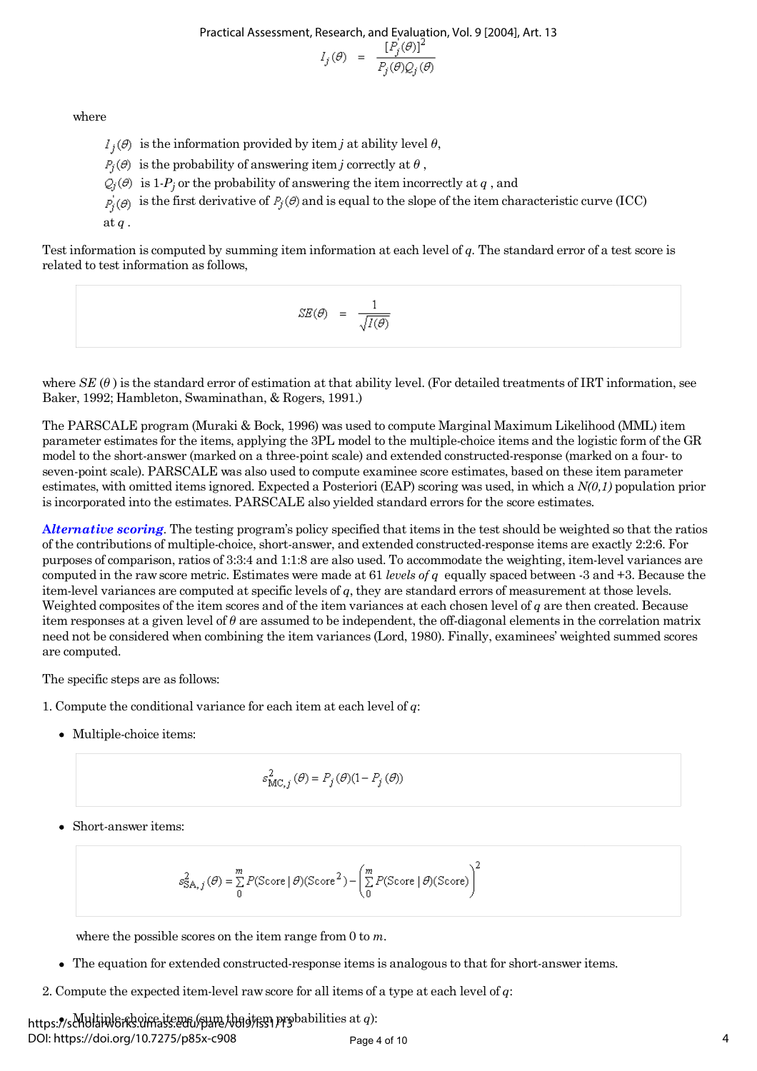$$I_j(\theta) = \frac{[P_j'(\theta)]^2}{P_j(\theta)Q_j(\theta)}$$

where

- $I_j(\theta)$ is the information provided by item *j* at ability level $\theta$,
- $P_j(\theta)$ is the probability of answering item *j* correctly at $\theta$,
- $Q_j(\theta)$ is 1-$P_j$ or the probability of answering the item incorrectly at *q*, and
- $P_j'(\theta)$ is the first derivative of $P_j(\theta)$ and is equal to the slope of the item characteristic curve (ICC) at *q*.

Test information is computed by summing item information at each level of *q*. The standard error of a test score is related to test information as follows,

$$SE(\theta) = \frac{1}{\sqrt{I(\theta)}}$$

where *SE* ($\theta$) is the standard error of estimation at that ability level. (For detailed treatments of IRT information, see Baker, 1992; Hambleton, Swaminathan, & Rogers, 1991.)

The PARSCALE program (Muraki & Bock, 1996) was used to compute Marginal Maximum Likelihood (MML) item parameter estimates for the items, applying the 3PL model to the multiple-choice items and the logistic form of the GR model to the short-answer (marked on a three-point scale) and extended constructed-response (marked on a four- to seven-point scale). PARSCALE was also used to compute examinee score estimates, based on these item parameter estimates, with omitted items ignored. Expected a Posteriori (EAP) scoring was used, in which a *N(0,1)* population prior is incorporated into the estimates. PARSCALE also yielded standard errors for the score estimates.

***Alternative scoring***. The testing program's policy specified that items in the test should be weighted so that the ratios of the contributions of multiple-choice, short-answer, and extended constructed-response items are exactly 2:2:6. For purposes of comparison, ratios of 3:3:4 and 1:1:8 are also used. To accommodate the weighting, item-level variances are computed in the raw score metric. Estimates were made at 61 *levels of q* equally spaced between -3 and +3. Because the item-level variances are computed at specific levels of *q*, they are standard errors of measurement at those levels. Weighted composites of the item scores and of the item variances at each chosen level of *q* are then created. Because item responses at a given level of $\theta$ are assumed to be independent, the off-diagonal elements in the correlation matrix need not be considered when combining the item variances (Lord, 1980). Finally, examinees' weighted summed scores are computed.

The specific steps are as follows:

1. Compute the conditional variance for each item at each level of *q*:

   - Multiple-choice items:

   $$s^2_{\mathrm{MC},j}(\theta) = P_j(\theta)(1 - P_j(\theta))$$

   - Short-answer items:

   $$s^2_{\mathrm{SA},j}(\theta) = \sum_0^m P(\mathrm{Score} \mid \theta)(\mathrm{Score}^2) - \left(\sum_0^m P(\mathrm{Score} \mid \theta)(\mathrm{Score})\right)^2$$

   where the possible scores on the item range from 0 to *m*.

   - The equation for extended constructed-response items is analogous to that for short-answer items.

2. Compute the expected item-level raw score for all items of a type at each level of *q*:

   - Multiple-choice items (sum the item probabilities at *q*):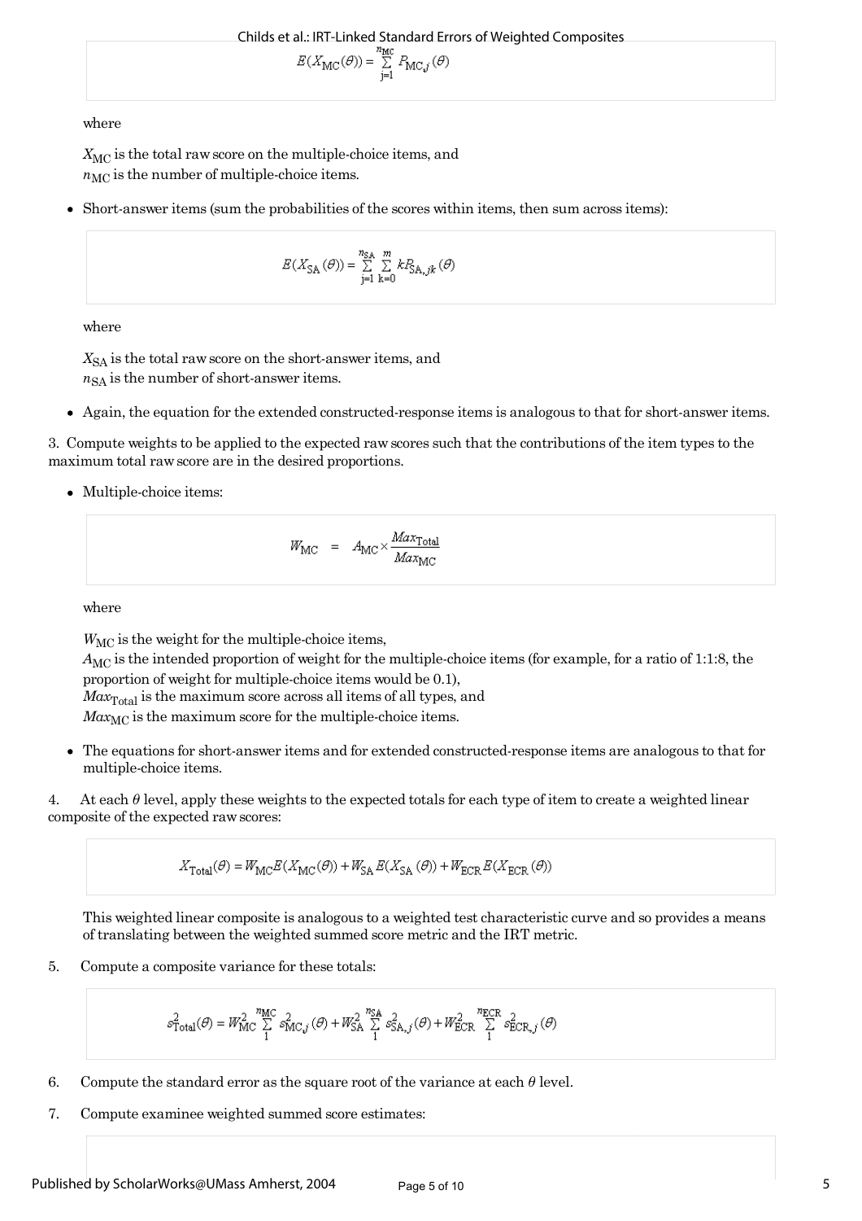$$E(X_{\text{MC}}(\theta)) = \sum_{j=1}^{n_{\text{MC}}} P_{\text{MC},j}(\theta)$$

where

$X_{\text{MC}}$ is the total raw score on the multiple-choice items, and
$n_{\text{MC}}$ is the number of multiple-choice items.

- Short-answer items (sum the probabilities of the scores within items, then sum across items):

$$E(X_{\text{SA}}(\theta)) = \sum_{j=1}^{n_{\text{SA}}} \sum_{k=0}^{m} kP_{\text{SA},jk}(\theta)$$

where

$X_{\text{SA}}$ is the total raw score on the short-answer items, and
$n_{\text{SA}}$ is the number of short-answer items.

- Again, the equation for the extended constructed-response items is analogous to that for short-answer items.

3. Compute weights to be applied to the expected raw scores such that the contributions of the item types to the maximum total raw score are in the desired proportions.

- Multiple-choice items:

$$W_{\text{MC}} = A_{\text{MC}} \times \frac{Max_{\text{Total}}}{Max_{\text{MC}}}$$

where

$W_{\text{MC}}$ is the weight for the multiple-choice items,
$A_{\text{MC}}$ is the intended proportion of weight for the multiple-choice items (for example, for a ratio of 1:1:8, the proportion of weight for multiple-choice items would be 0.1),
$Max_{\text{Total}}$ is the maximum score across all items of all types, and
$Max_{\text{MC}}$ is the maximum score for the multiple-choice items.

- The equations for short-answer items and for extended constructed-response items are analogous to that for multiple-choice items.

4. At each $\theta$ level, apply these weights to the expected totals for each type of item to create a weighted linear composite of the expected raw scores:

$$X_{\text{Total}}(\theta) = W_{\text{MC}} E(X_{\text{MC}}(\theta)) + W_{\text{SA}} E(X_{\text{SA}}(\theta)) + W_{\text{ECR}} E(X_{\text{ECR}}(\theta))$$

This weighted linear composite is analogous to a weighted test characteristic curve and so provides a means of translating between the weighted summed score metric and the IRT metric.

5. Compute a composite variance for these totals:

$$s^2_{\text{Total}}(\theta) = W^2_{\text{MC}} \sum_{1}^{n_{\text{MC}}} s^2_{\text{MC},j}(\theta) + W^2_{\text{SA}} \sum_{1}^{n_{\text{SA}}} s^2_{\text{SA},j}(\theta) + W^2_{\text{ECR}} \sum_{1}^{n_{\text{ECR}}} s^2_{\text{ECR},j}(\theta)$$

6. Compute the standard error as the square root of the variance at each $\theta$ level.

7. Compute examinee weighted summed score estimates: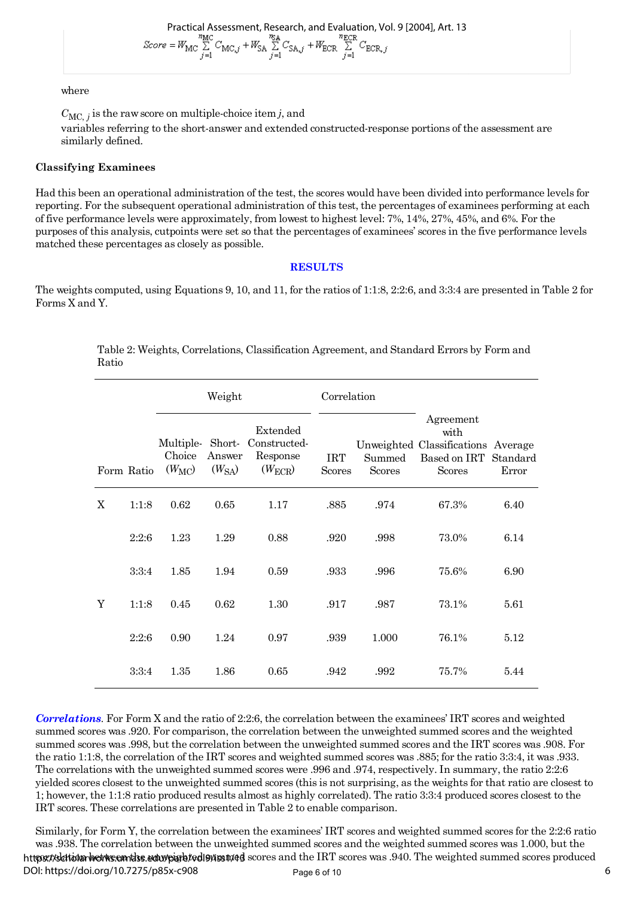$$Score = W_{MC} \sum_{j=1}^{n_{MC}} C_{MC,j} + W_{SA} \sum_{j=1}^{n_{SA}} C_{SA,j} + W_{ECR} \sum_{j=1}^{n_{ECR}} C_{ECR,j}$$

where

$C_{MC,\,j}$ is the raw score on multiple-choice item $j$, and
variables referring to the short-answer and extended constructed-response portions of the assessment are similarly defined.

### Classifying Examinees

Had this been an operational administration of the test, the scores would have been divided into performance levels for reporting. For the subsequent operational administration of this test, the percentages of examinees performing at each of five performance levels were approximately, from lowest to highest level: 7%, 14%, 27%, 45%, and 6%. For the purposes of this analysis, cutpoints were set so that the percentages of examinees' scores in the five performance levels matched these percentages as closely as possible.

## RESULTS

The weights computed, using Equations 9, 10, and 11, for the ratios of 1:1:8, 2:2:6, and 3:3:4 are presented in Table 2 for Forms X and Y.

Table 2: Weights, Correlations, Classification Agreement, and Standard Errors by Form and Ratio

| | | Weight | | | Correlation | | | |
|---|---|---|---|---|---|---|---|---|
| Form | Ratio | Multiple-Choice ($W_{MC}$) | Short-Answer ($W_{SA}$) | Extended Constructed-Response ($W_{ECR}$) | IRT Scores | Unweighted Summed Scores | Agreement with Classifications Based on IRT Scores | Average Standard Error |
| X | 1:1:8 | 0.62 | 0.65 | 1.17 | .885 | .974 | 67.3% | 6.40 |
| | 2:2:6 | 1.23 | 1.29 | 0.88 | .920 | .998 | 73.0% | 6.14 |
| | 3:3:4 | 1.85 | 1.94 | 0.59 | .933 | .996 | 75.6% | 6.90 |
| Y | 1:1:8 | 0.45 | 0.62 | 1.30 | .917 | .987 | 73.1% | 5.61 |
| | 2:2:6 | 0.90 | 1.24 | 0.97 | .939 | 1.000 | 76.1% | 5.12 |
| | 3:3:4 | 1.35 | 1.86 | 0.65 | .942 | .992 | 75.7% | 5.44 |

***Correlations***. For Form X and the ratio of 2:2:6, the correlation between the examinees' IRT scores and weighted summed scores was .920. For comparison, the correlation between the unweighted summed scores and the weighted summed scores was .998, but the correlation between the unweighted summed scores and the IRT scores was .908. For the ratio 1:1:8, the correlation of the IRT scores and weighted summed scores was .885; for the ratio 3:3:4, it was .933. The correlations with the unweighted summed scores were .996 and .974, respectively. In summary, the ratio 2:2:6 yielded scores closest to the unweighted summed scores (this is not surprising, as the weights for that ratio are closest to 1; however, the 1:1:8 ratio produced results almost as highly correlated). The ratio 3:3:4 produced scores closest to the IRT scores. These correlations are presented in Table 2 to enable comparison.

Similarly, for Form Y, the correlation between the examinees' IRT scores and weighted summed scores for the 2:2:6 ratio was .938. The correlation between the unweighted summed scores and the weighted summed scores was 1.000, but the correlation between the unweighted summed scores and the IRT scores was .940. The weighted summed scores produced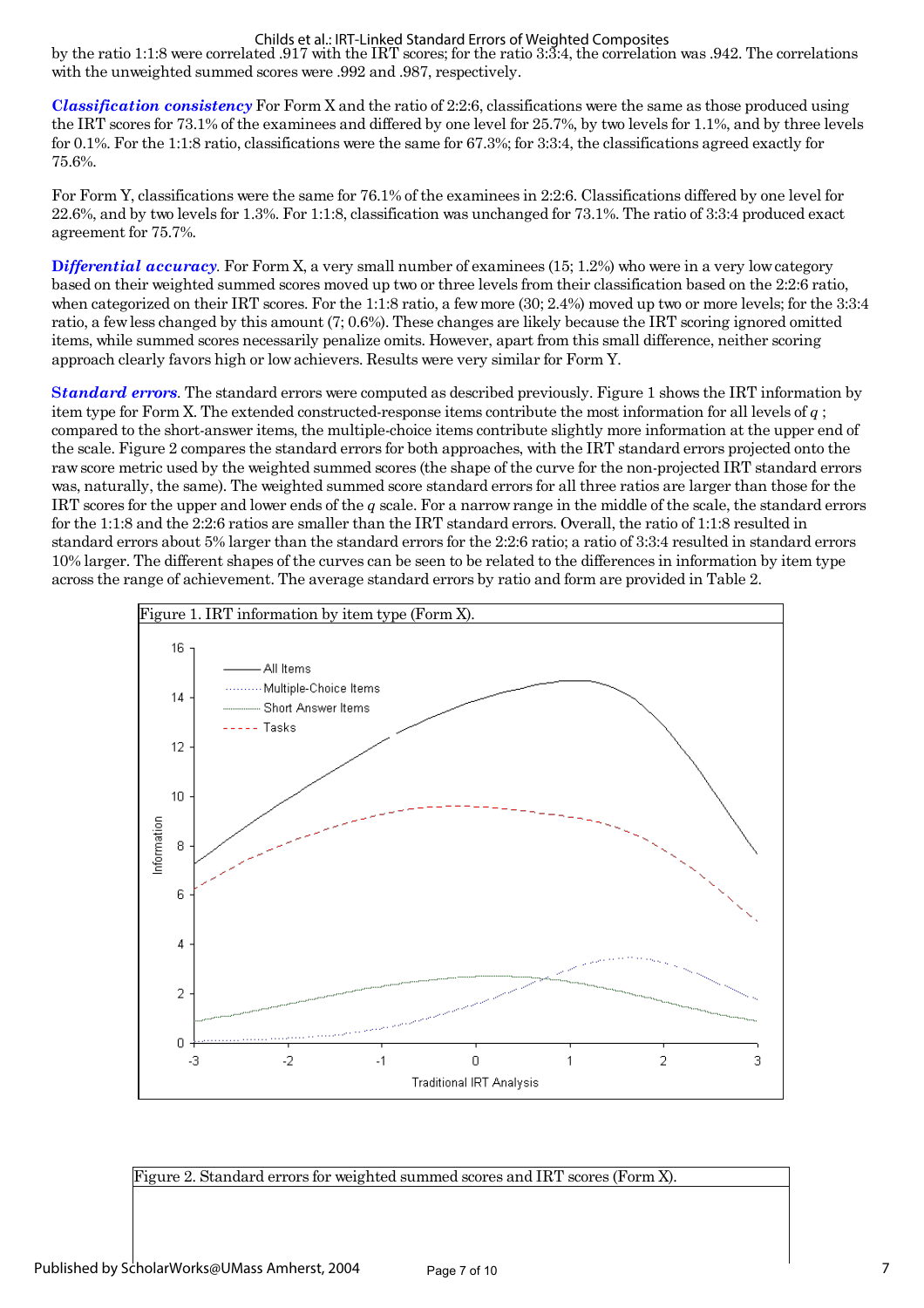by the ratio 1:1:8 were correlated .917 with the IRT scores; for the ratio 3:3:4, the correlation was .942. The correlations with the unweighted summed scores were .992 and .987, respectively.

***Classification consistency*** For Form X and the ratio of 2:2:6, classifications were the same as those produced using the IRT scores for 73.1% of the examinees and differed by one level for 25.7%, by two levels for 1.1%, and by three levels for 0.1%. For the 1:1:8 ratio, classifications were the same for 67.3%; for 3:3:4, the classifications agreed exactly for 75.6%.

For Form Y, classifications were the same for 76.1% of the examinees in 2:2:6. Classifications differed by one level for 22.6%, and by two levels for 1.3%. For 1:1:8, classification was unchanged for 73.1%. The ratio of 3:3:4 produced exact agreement for 75.7%.

***Differential accuracy***. For Form X, a very small number of examinees (15; 1.2%) who were in a very low category based on their weighted summed scores moved up two or three levels from their classification based on the 2:2:6 ratio, when categorized on their IRT scores. For the 1:1:8 ratio, a few more (30; 2.4%) moved up two or more levels; for the 3:3:4 ratio, a few less changed by this amount (7; 0.6%). These changes are likely because the IRT scoring ignored omitted items, while summed scores necessarily penalize omits. However, apart from this small difference, neither scoring approach clearly favors high or low achievers. Results were very similar for Form Y.

***Standard errors***. The standard errors were computed as described previously. Figure 1 shows the IRT information by item type for Form X. The extended constructed-response items contribute the most information for all levels of $q$ ; compared to the short-answer items, the multiple-choice items contribute slightly more information at the upper end of the scale. Figure 2 compares the standard errors for both approaches, with the IRT standard errors projected onto the raw score metric used by the weighted summed scores (the shape of the curve for the non-projected IRT standard errors was, naturally, the same). The weighted summed score standard errors for all three ratios are larger than those for the IRT scores for the upper and lower ends of the $q$ scale. For a narrow range in the middle of the scale, the standard errors for the 1:1:8 and the 2:2:6 ratios are smaller than the IRT standard errors. Overall, the ratio of 1:1:8 resulted in standard errors about 5% larger than the standard errors for the 2:2:6 ratio; a ratio of 3:3:4 resulted in standard errors 10% larger. The different shapes of the curves can be seen to be related to the differences in information by item type across the range of achievement. The average standard errors by ratio and form are provided in Table 2.

Figure 1. IRT information by item type (Form X).

Figure 2. Standard errors for weighted summed scores and IRT scores (Form X).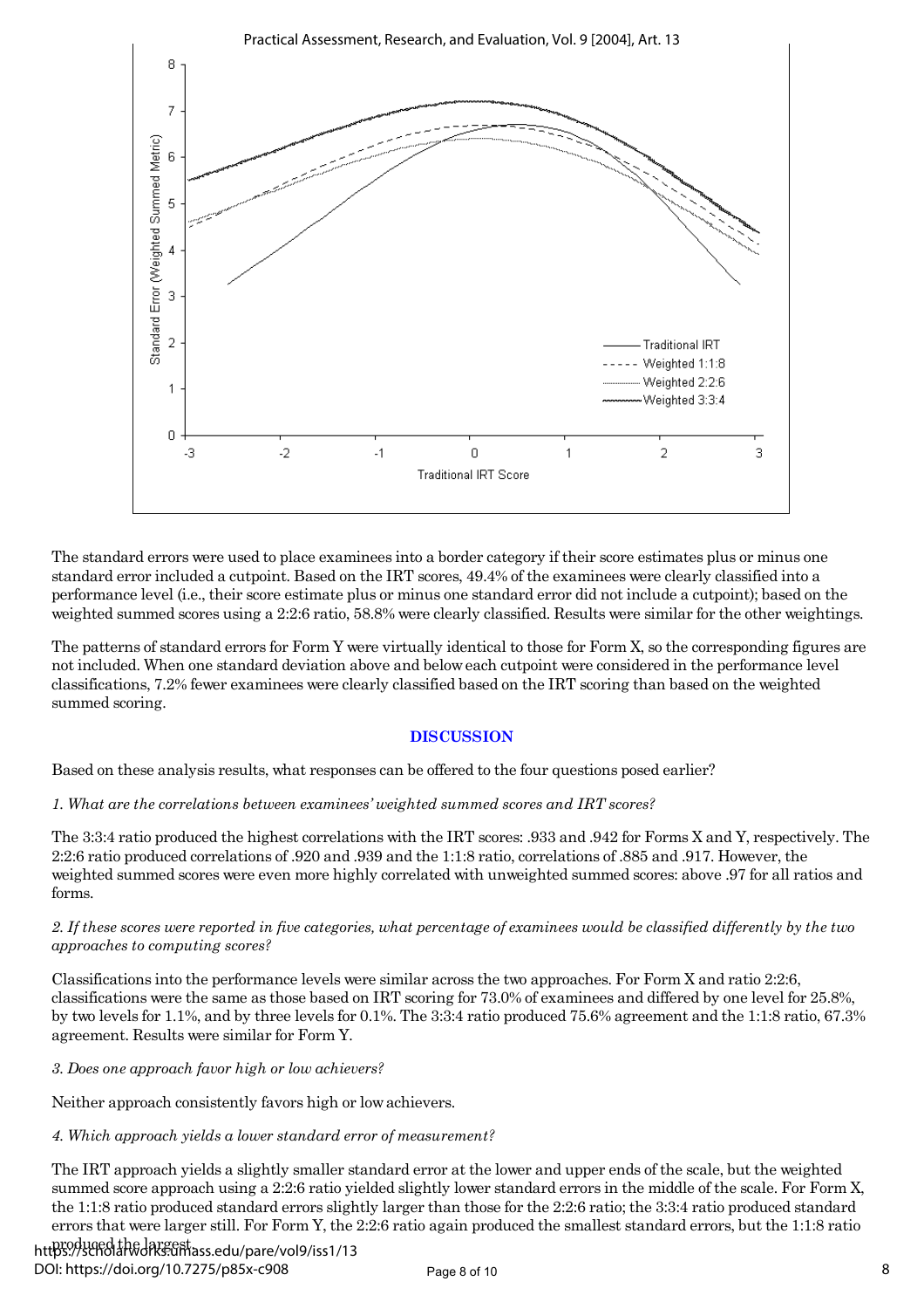The standard errors were used to place examinees into a border category if their score estimates plus or minus one standard error included a cutpoint. Based on the IRT scores, 49.4% of the examinees were clearly classified into a performance level (i.e., their score estimate plus or minus one standard error did not include a cutpoint); based on the weighted summed scores using a 2:2:6 ratio, 58.8% were clearly classified. Results were similar for the other weightings.

The patterns of standard errors for Form Y were virtually identical to those for Form X, so the corresponding figures are not included. When one standard deviation above and below each cutpoint were considered in the performance level classifications, 7.2% fewer examinees were clearly classified based on the IRT scoring than based on the weighted summed scoring.

## DISCUSSION

Based on these analysis results, what responses can be offered to the four questions posed earlier?

*1. What are the correlations between examinees' weighted summed scores and IRT scores?*

The 3:3:4 ratio produced the highest correlations with the IRT scores: .933 and .942 for Forms X and Y, respectively. The 2:2:6 ratio produced correlations of .920 and .939 and the 1:1:8 ratio, correlations of .885 and .917. However, the weighted summed scores were even more highly correlated with unweighted summed scores: above .97 for all ratios and forms.

*2. If these scores were reported in five categories, what percentage of examinees would be classified differently by the two approaches to computing scores?*

Classifications into the performance levels were similar across the two approaches. For Form X and ratio 2:2:6, classifications were the same as those based on IRT scoring for 73.0% of examinees and differed by one level for 25.8%, by two levels for 1.1%, and by three levels for 0.1%. The 3:3:4 ratio produced 75.6% agreement and the 1:1:8 ratio, 67.3% agreement. Results were similar for Form Y.

*3. Does one approach favor high or low achievers?*

Neither approach consistently favors high or low achievers.

*4. Which approach yields a lower standard error of measurement?*

The IRT approach yields a slightly smaller standard error at the lower and upper ends of the scale, but the weighted summed score approach using a 2:2:6 ratio yielded slightly lower standard errors in the middle of the scale. For Form X, the 1:1:8 ratio produced standard errors slightly larger than those for the 2:2:6 ratio; the 3:3:4 ratio produced standard errors that were larger still. For Form Y, the 2:2:6 ratio again produced the smallest standard errors, but the 1:1:8 ratio produced the largest.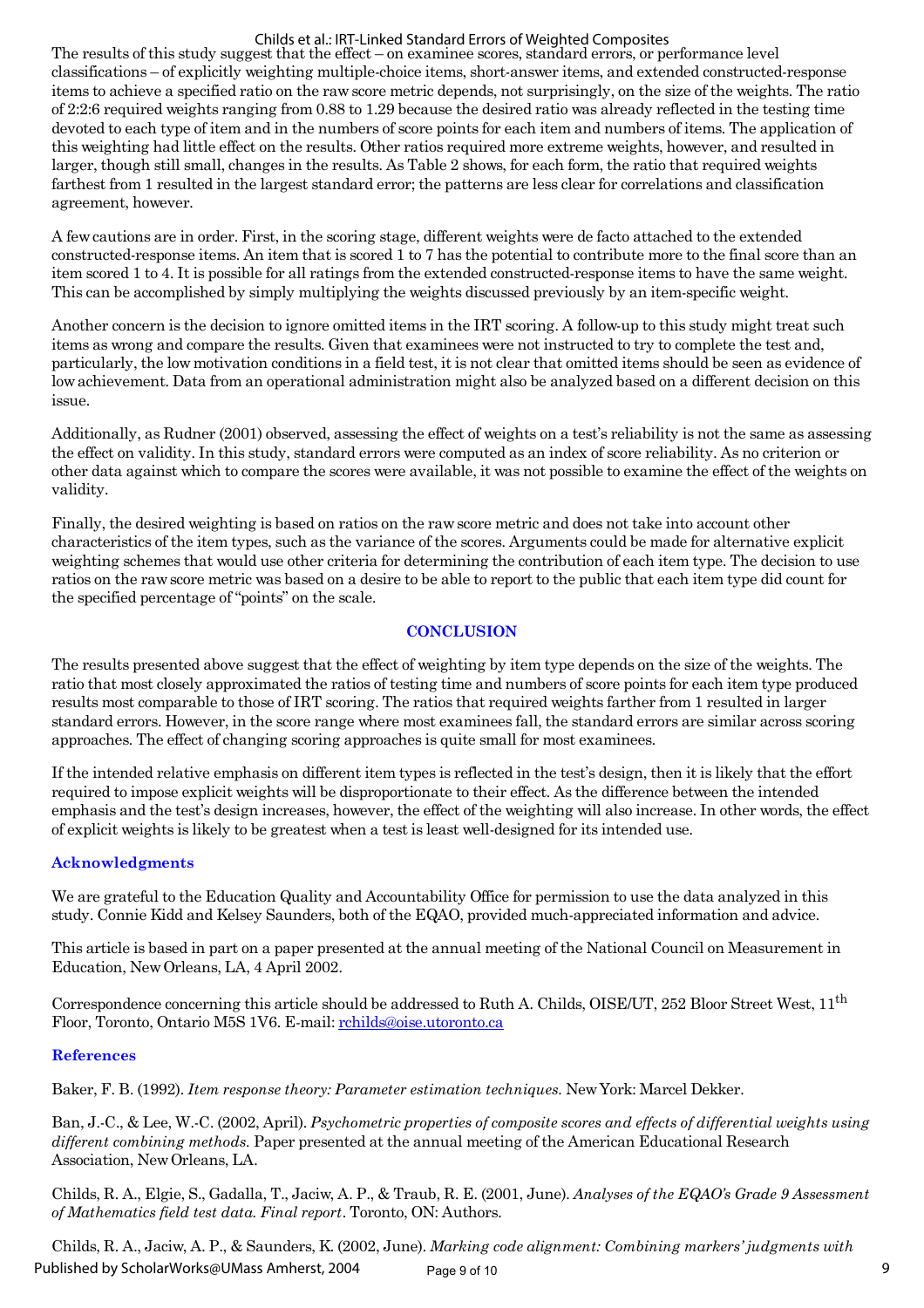The results of this study suggest that the effect – on examinee scores, standard errors, or performance level classifications – of explicitly weighting multiple-choice items, short-answer items, and extended constructed-response items to achieve a specified ratio on the raw score metric depends, not surprisingly, on the size of the weights. The ratio of 2:2:6 required weights ranging from 0.88 to 1.29 because the desired ratio was already reflected in the testing time devoted to each type of item and in the numbers of score points for each item and numbers of items. The application of this weighting had little effect on the results. Other ratios required more extreme weights, however, and resulted in larger, though still small, changes in the results. As Table 2 shows, for each form, the ratio that required weights farthest from 1 resulted in the largest standard error; the patterns are less clear for correlations and classification agreement, however.

A few cautions are in order. First, in the scoring stage, different weights were de facto attached to the extended constructed-response items. An item that is scored 1 to 7 has the potential to contribute more to the final score than an item scored 1 to 4. It is possible for all ratings from the extended constructed-response items to have the same weight. This can be accomplished by simply multiplying the weights discussed previously by an item-specific weight.

Another concern is the decision to ignore omitted items in the IRT scoring. A follow-up to this study might treat such items as wrong and compare the results. Given that examinees were not instructed to try to complete the test and, particularly, the low motivation conditions in a field test, it is not clear that omitted items should be seen as evidence of low achievement. Data from an operational administration might also be analyzed based on a different decision on this issue.

Additionally, as Rudner (2001) observed, assessing the effect of weights on a test's reliability is not the same as assessing the effect on validity. In this study, standard errors were computed as an index of score reliability. As no criterion or other data against which to compare the scores were available, it was not possible to examine the effect of the weights on validity.

Finally, the desired weighting is based on ratios on the raw score metric and does not take into account other characteristics of the item types, such as the variance of the scores. Arguments could be made for alternative explicit weighting schemes that would use other criteria for determining the contribution of each item type. The decision to use ratios on the raw score metric was based on a desire to be able to report to the public that each item type did count for the specified percentage of "points" on the scale.

## CONCLUSION

The results presented above suggest that the effect of weighting by item type depends on the size of the weights. The ratio that most closely approximated the ratios of testing time and numbers of score points for each item type produced results most comparable to those of IRT scoring. The ratios that required weights farther from 1 resulted in larger standard errors. However, in the score range where most examinees fall, the standard errors are similar across scoring approaches. The effect of changing scoring approaches is quite small for most examinees.

If the intended relative emphasis on different item types is reflected in the test's design, then it is likely that the effort required to impose explicit weights will be disproportionate to their effect. As the difference between the intended emphasis and the test's design increases, however, the effect of the weighting will also increase. In other words, the effect of explicit weights is likely to be greatest when a test is least well-designed for its intended use.

### Acknowledgments

We are grateful to the Education Quality and Accountability Office for permission to use the data analyzed in this study. Connie Kidd and Kelsey Saunders, both of the EQAO, provided much-appreciated information and advice.

This article is based in part on a paper presented at the annual meeting of the National Council on Measurement in Education, New Orleans, LA, 4 April 2002.

Correspondence concerning this article should be addressed to Ruth A. Childs, OISE/UT, 252 Bloor Street West, 11th Floor, Toronto, Ontario M5S 1V6. E-mail: rchilds@oise.utoronto.ca

### References

Baker, F. B. (1992). *Item response theory: Parameter estimation techniques.* New York: Marcel Dekker.

Ban, J.-C., & Lee, W.-C. (2002, April). *Psychometric properties of composite scores and effects of differential weights using different combining methods.* Paper presented at the annual meeting of the American Educational Research Association, New Orleans, LA.

Childs, R. A., Elgie, S., Gadalla, T., Jaciw, A. P., & Traub, R. E. (2001, June). *Analyses of the EQAO's Grade 9 Assessment of Mathematics field test data. Final report*. Toronto, ON: Authors.

Childs, R. A., Jaciw, A. P., & Saunders, K. (2002, June). *Marking code alignment: Combining markers' judgments with*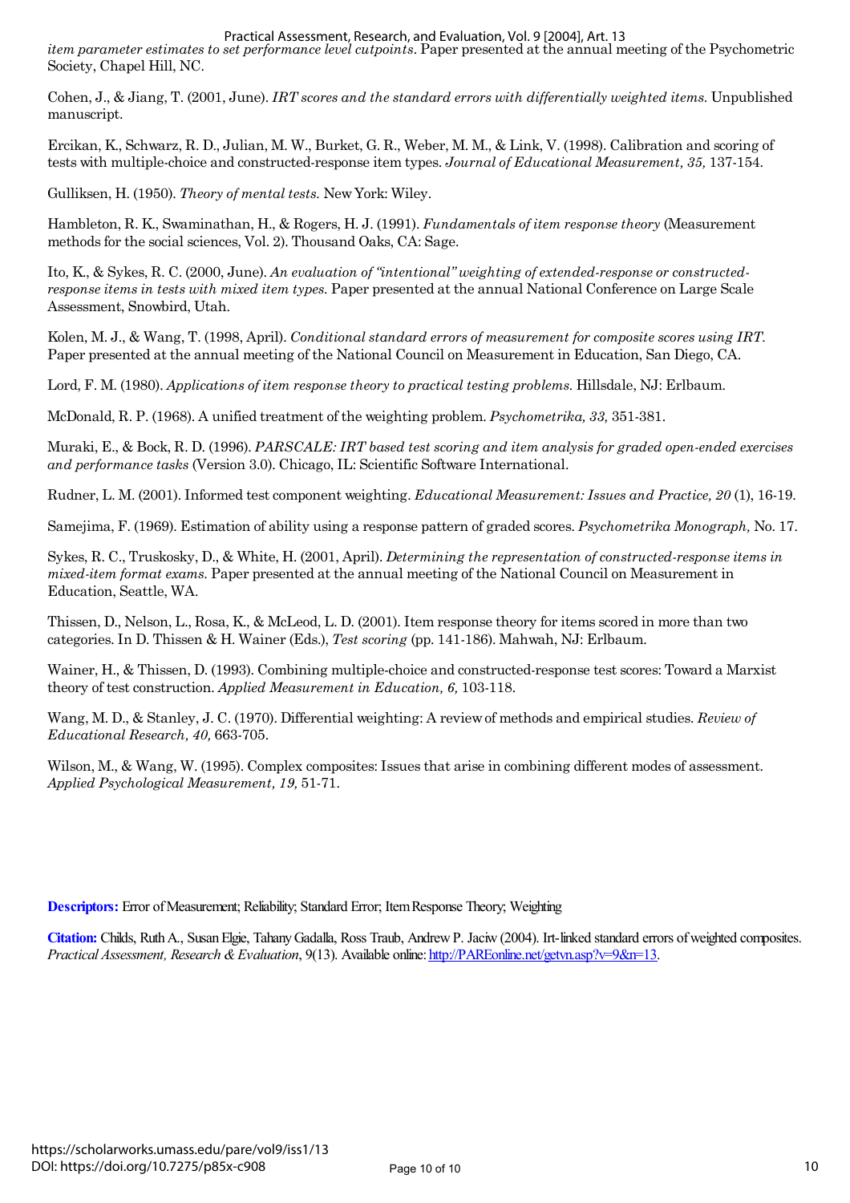*item parameter estimates to set performance level cutpoints*. Paper presented at the annual meeting of the Psychometric Society, Chapel Hill, NC.

Cohen, J., & Jiang, T. (2001, June). *IRT scores and the standard errors with differentially weighted items.* Unpublished manuscript.

Ercikan, K., Schwarz, R. D., Julian, M. W., Burket, G. R., Weber, M. M., & Link, V. (1998). Calibration and scoring of tests with multiple-choice and constructed-response item types. *Journal of Educational Measurement, 35,* 137-154.

Gulliksen, H. (1950). *Theory of mental tests.* New York: Wiley.

Hambleton, R. K., Swaminathan, H., & Rogers, H. J. (1991). *Fundamentals of item response theory* (Measurement methods for the social sciences, Vol. 2). Thousand Oaks, CA: Sage.

Ito, K., & Sykes, R. C. (2000, June). *An evaluation of "intentional" weighting of extended-response or constructed-response items in tests with mixed item types.* Paper presented at the annual National Conference on Large Scale Assessment, Snowbird, Utah.

Kolen, M. J., & Wang, T. (1998, April). *Conditional standard errors of measurement for composite scores using IRT.* Paper presented at the annual meeting of the National Council on Measurement in Education, San Diego, CA.

Lord, F. M. (1980). *Applications of item response theory to practical testing problems.* Hillsdale, NJ: Erlbaum.

McDonald, R. P. (1968). A unified treatment of the weighting problem. *Psychometrika, 33,* 351-381.

Muraki, E., & Bock, R. D. (1996). *PARSCALE: IRT based test scoring and item analysis for graded open-ended exercises and performance tasks* (Version 3.0). Chicago, IL: Scientific Software International.

Rudner, L. M. (2001). Informed test component weighting. *Educational Measurement: Issues and Practice, 20* (1), 16-19.

Samejima, F. (1969). Estimation of ability using a response pattern of graded scores. *Psychometrika Monograph,* No. 17.

Sykes, R. C., Truskosky, D., & White, H. (2001, April). *Determining the representation of constructed-response items in mixed-item format exams.* Paper presented at the annual meeting of the National Council on Measurement in Education, Seattle, WA.

Thissen, D., Nelson, L., Rosa, K., & McLeod, L. D. (2001). Item response theory for items scored in more than two categories. In D. Thissen & H. Wainer (Eds.), *Test scoring* (pp. 141-186). Mahwah, NJ: Erlbaum.

Wainer, H., & Thissen, D. (1993). Combining multiple-choice and constructed-response test scores: Toward a Marxist theory of test construction. *Applied Measurement in Education, 6,* 103-118.

Wang, M. D., & Stanley, J. C. (1970). Differential weighting: A review of methods and empirical studies. *Review of Educational Research, 40,* 663-705.

Wilson, M., & Wang, W. (1995). Complex composites: Issues that arise in combining different modes of assessment. *Applied Psychological Measurement, 19,* 51-71.

**Descriptors:** Error of Measurement; Reliability; Standard Error; Item Response Theory; Weighting

**Citation:** Childs, Ruth A., Susan Elgie, Tahany Gadalla, Ross Traub, Andrew P. Jaciw (2004). Irt-linked standard errors of weighted composites. *Practical Assessment, Research & Evaluation*, 9(13). Available online: http://PAREonline.net/getvn.asp?v=9&n=13.